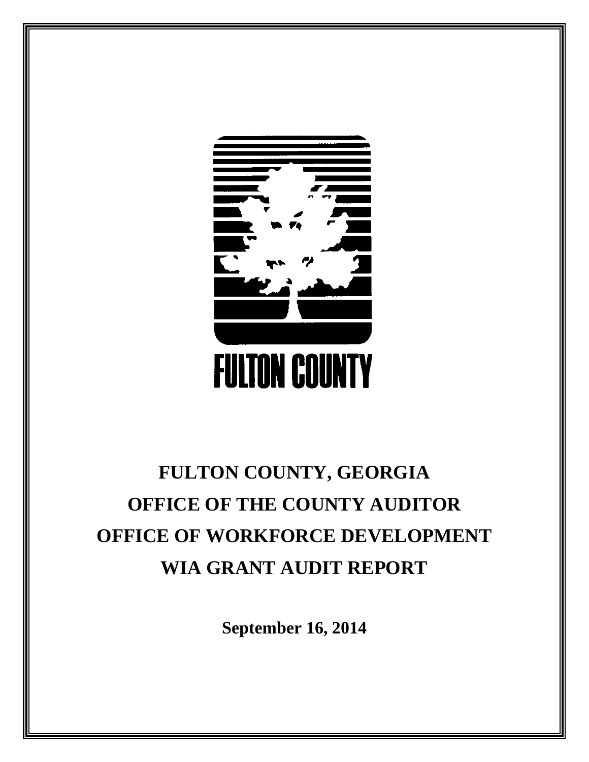FULTON COUNTY

# FULTON COUNTY, GEORGIA
# OFFICE OF THE COUNTY AUDITOR
# OFFICE OF WORKFORCE DEVELOPMENT
# WIA GRANT AUDIT REPORT

**September 16, 2014**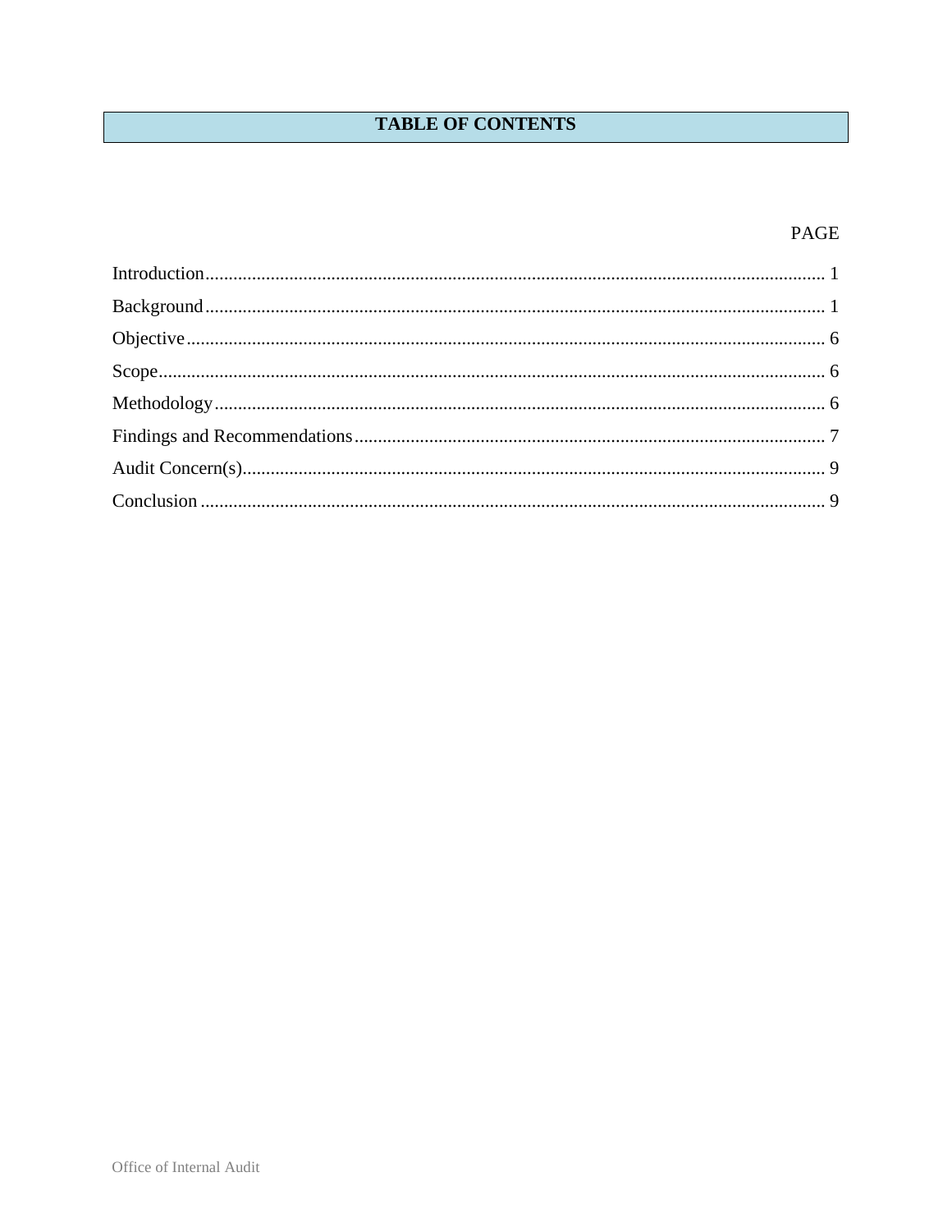# TABLE OF CONTENTS

| | PAGE |
|---|---|
| Introduction | 1 |
| Background | 1 |
| Objective | 6 |
| Scope | 6 |
| Methodology | 6 |
| Findings and Recommendations | 7 |
| Audit Concern(s) | 9 |
| Conclusion | 9 |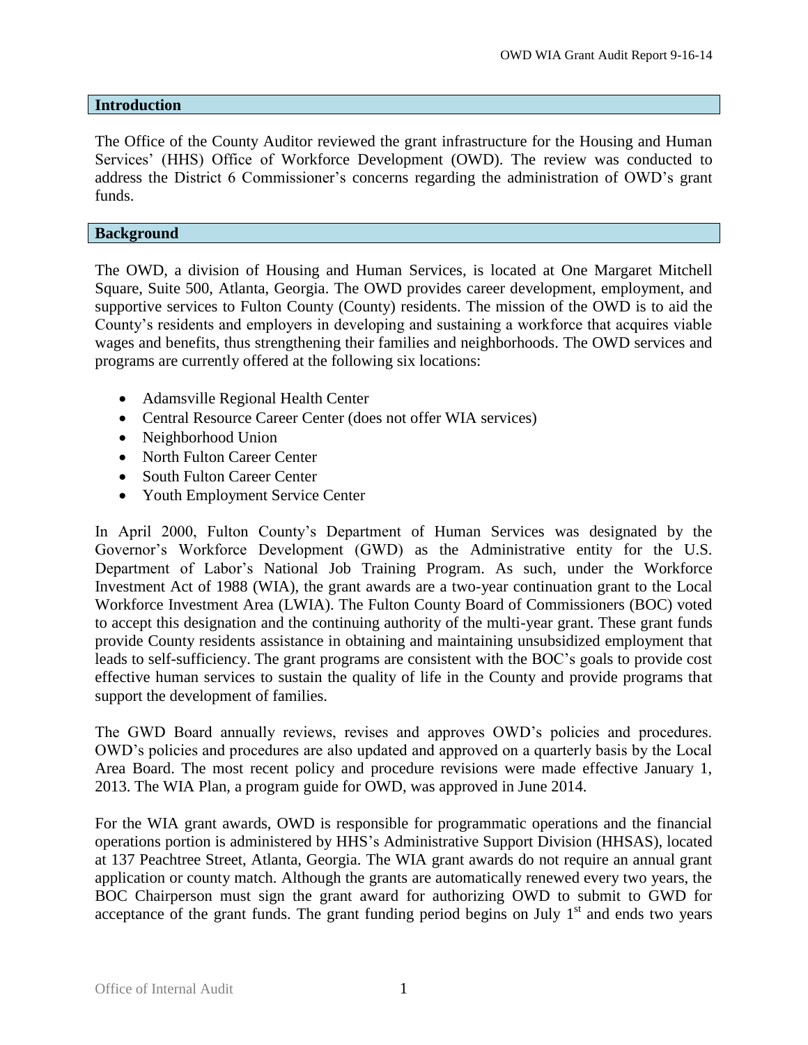## Introduction

The Office of the County Auditor reviewed the grant infrastructure for the Housing and Human Services' (HHS) Office of Workforce Development (OWD). The review was conducted to address the District 6 Commissioner's concerns regarding the administration of OWD's grant funds.

## Background

The OWD, a division of Housing and Human Services, is located at One Margaret Mitchell Square, Suite 500, Atlanta, Georgia. The OWD provides career development, employment, and supportive services to Fulton County (County) residents. The mission of the OWD is to aid the County's residents and employers in developing and sustaining a workforce that acquires viable wages and benefits, thus strengthening their families and neighborhoods. The OWD services and programs are currently offered at the following six locations:

- Adamsville Regional Health Center
- Central Resource Career Center (does not offer WIA services)
- Neighborhood Union
- North Fulton Career Center
- South Fulton Career Center
- Youth Employment Service Center

In April 2000, Fulton County's Department of Human Services was designated by the Governor's Workforce Development (GWD) as the Administrative entity for the U.S. Department of Labor's National Job Training Program. As such, under the Workforce Investment Act of 1988 (WIA), the grant awards are a two-year continuation grant to the Local Workforce Investment Area (LWIA). The Fulton County Board of Commissioners (BOC) voted to accept this designation and the continuing authority of the multi-year grant. These grant funds provide County residents assistance in obtaining and maintaining unsubsidized employment that leads to self-sufficiency. The grant programs are consistent with the BOC's goals to provide cost effective human services to sustain the quality of life in the County and provide programs that support the development of families.

The GWD Board annually reviews, revises and approves OWD's policies and procedures. OWD's policies and procedures are also updated and approved on a quarterly basis by the Local Area Board. The most recent policy and procedure revisions were made effective January 1, 2013. The WIA Plan, a program guide for OWD, was approved in June 2014.

For the WIA grant awards, OWD is responsible for programmatic operations and the financial operations portion is administered by HHS's Administrative Support Division (HHSAS), located at 137 Peachtree Street, Atlanta, Georgia. The WIA grant awards do not require an annual grant application or county match. Although the grants are automatically renewed every two years, the BOC Chairperson must sign the grant award for authorizing OWD to submit to GWD for acceptance of the grant funds. The grant funding period begins on July 1st and ends two years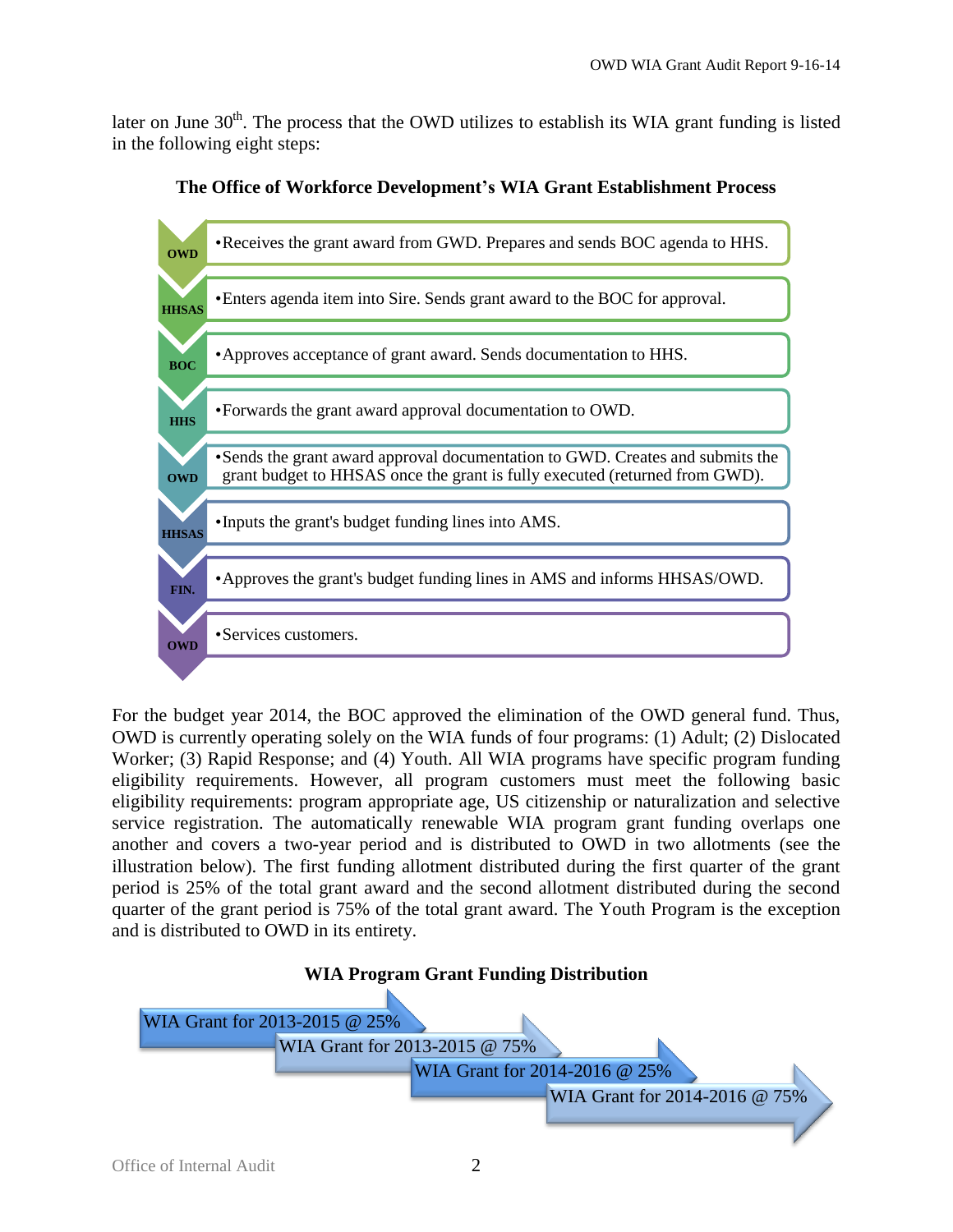later on June 30th. The process that the OWD utilizes to establish its WIA grant funding is listed in the following eight steps:

**The Office of Workforce Development's WIA Grant Establishment Process**

| | |
|---|---|
| **OWD** | •Receives the grant award from GWD. Prepares and sends BOC agenda to HHS. |
| **HHSAS** | •Enters agenda item into Sire. Sends grant award to the BOC for approval. |
| **BOC** | •Approves acceptance of grant award. Sends documentation to HHS. |
| **HHS** | •Forwards the grant award approval documentation to OWD. |
| **OWD** | •Sends the grant award approval documentation to GWD. Creates and submits the grant budget to HHSAS once the grant is fully executed (returned from GWD). |
| **HHSAS** | •Inputs the grant's budget funding lines into AMS. |
| **FIN.** | •Approves the grant's budget funding lines in AMS and informs HHSAS/OWD. |
| **OWD** | •Services customers. |

For the budget year 2014, the BOC approved the elimination of the OWD general fund. Thus, OWD is currently operating solely on the WIA funds of four programs: (1) Adult; (2) Dislocated Worker; (3) Rapid Response; and (4) Youth. All WIA programs have specific program funding eligibility requirements. However, all program customers must meet the following basic eligibility requirements: program appropriate age, US citizenship or naturalization and selective service registration. The automatically renewable WIA program grant funding overlaps one another and covers a two-year period and is distributed to OWD in two allotments (see the illustration below). The first funding allotment distributed during the first quarter of the grant period is 25% of the total grant award and the second allotment distributed during the second quarter of the grant period is 75% of the total grant award. The Youth Program is the exception and is distributed to OWD in its entirety.

**WIA Program Grant Funding Distribution**

- WIA Grant for 2013-2015 @ 25%
- WIA Grant for 2013-2015 @ 75%
- WIA Grant for 2014-2016 @ 25%
- WIA Grant for 2014-2016 @ 75%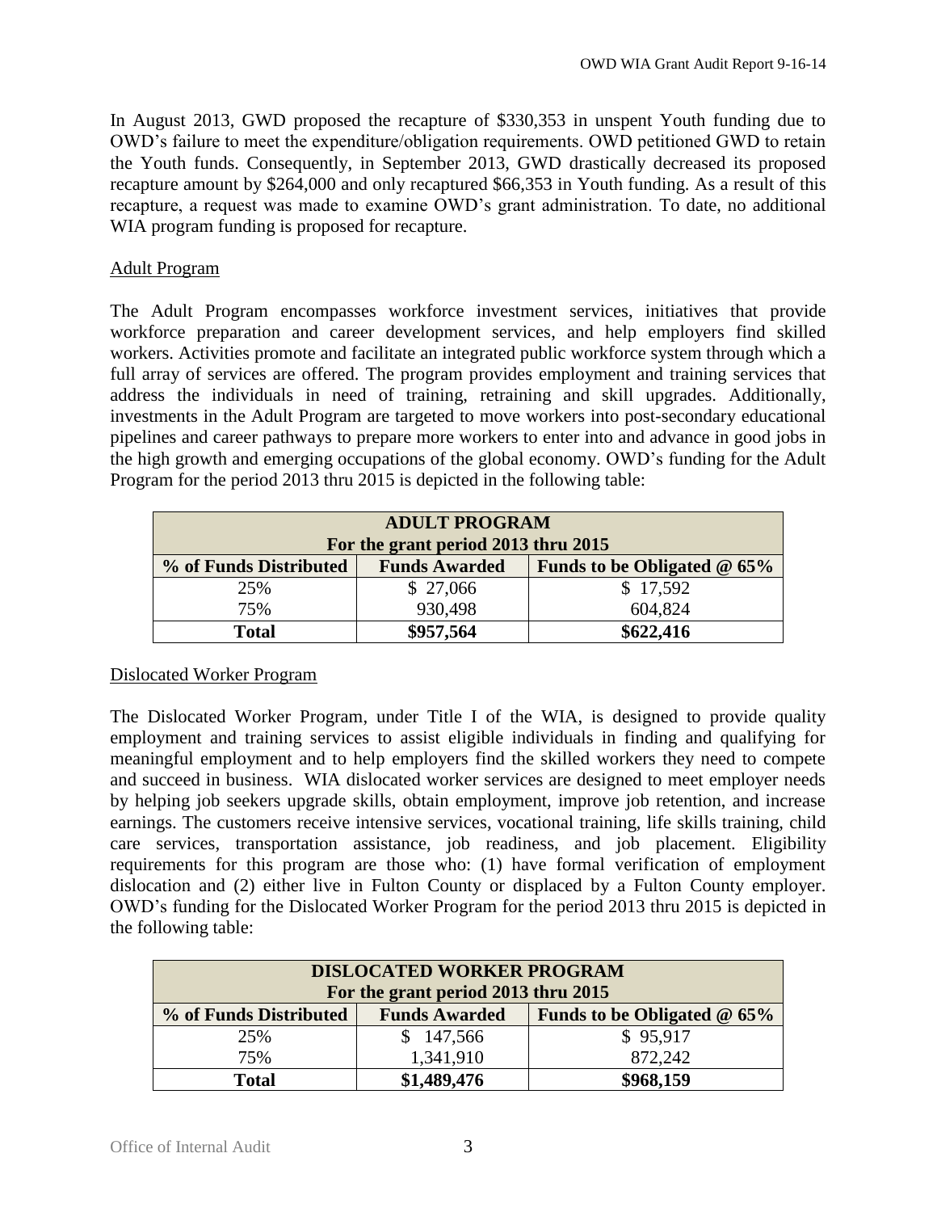In August 2013, GWD proposed the recapture of $330,353 in unspent Youth funding due to OWD's failure to meet the expenditure/obligation requirements. OWD petitioned GWD to retain the Youth funds. Consequently, in September 2013, GWD drastically decreased its proposed recapture amount by $264,000 and only recaptured $66,353 in Youth funding. As a result of this recapture, a request was made to examine OWD's grant administration. To date, no additional WIA program funding is proposed for recapture.

<u>Adult Program</u>

The Adult Program encompasses workforce investment services, initiatives that provide workforce preparation and career development services, and help employers find skilled workers. Activities promote and facilitate an integrated public workforce system through which a full array of services are offered. The program provides employment and training services that address the individuals in need of training, retraining and skill upgrades. Additionally, investments in the Adult Program are targeted to move workers into post-secondary educational pipelines and career pathways to prepare more workers to enter into and advance in good jobs in the high growth and emerging occupations of the global economy. OWD's funding for the Adult Program for the period 2013 thru 2015 is depicted in the following table:

| ADULT PROGRAM For the grant period 2013 thru 2015 | | |
|---|---|---|
| **% of Funds Distributed** | **Funds Awarded** | **Funds to be Obligated @ 65%** |
| 25% | $ 27,066 | $ 17,592 |
| 75% | 930,498 | 604,824 |
| **Total** | **$957,564** | **$622,416** |

<u>Dislocated Worker Program</u>

The Dislocated Worker Program, under Title I of the WIA, is designed to provide quality employment and training services to assist eligible individuals in finding and qualifying for meaningful employment and to help employers find the skilled workers they need to compete and succeed in business. WIA dislocated worker services are designed to meet employer needs by helping job seekers upgrade skills, obtain employment, improve job retention, and increase earnings. The customers receive intensive services, vocational training, life skills training, child care services, transportation assistance, job readiness, and job placement. Eligibility requirements for this program are those who: (1) have formal verification of employment dislocation and (2) either live in Fulton County or displaced by a Fulton County employer. OWD's funding for the Dislocated Worker Program for the period 2013 thru 2015 is depicted in the following table:

| DISLOCATED WORKER PROGRAM For the grant period 2013 thru 2015 | | |
|---|---|---|
| **% of Funds Distributed** | **Funds Awarded** | **Funds to be Obligated @ 65%** |
| 25% | $ 147,566 | $ 95,917 |
| 75% | 1,341,910 | 872,242 |
| **Total** | **$1,489,476** | **$968,159** |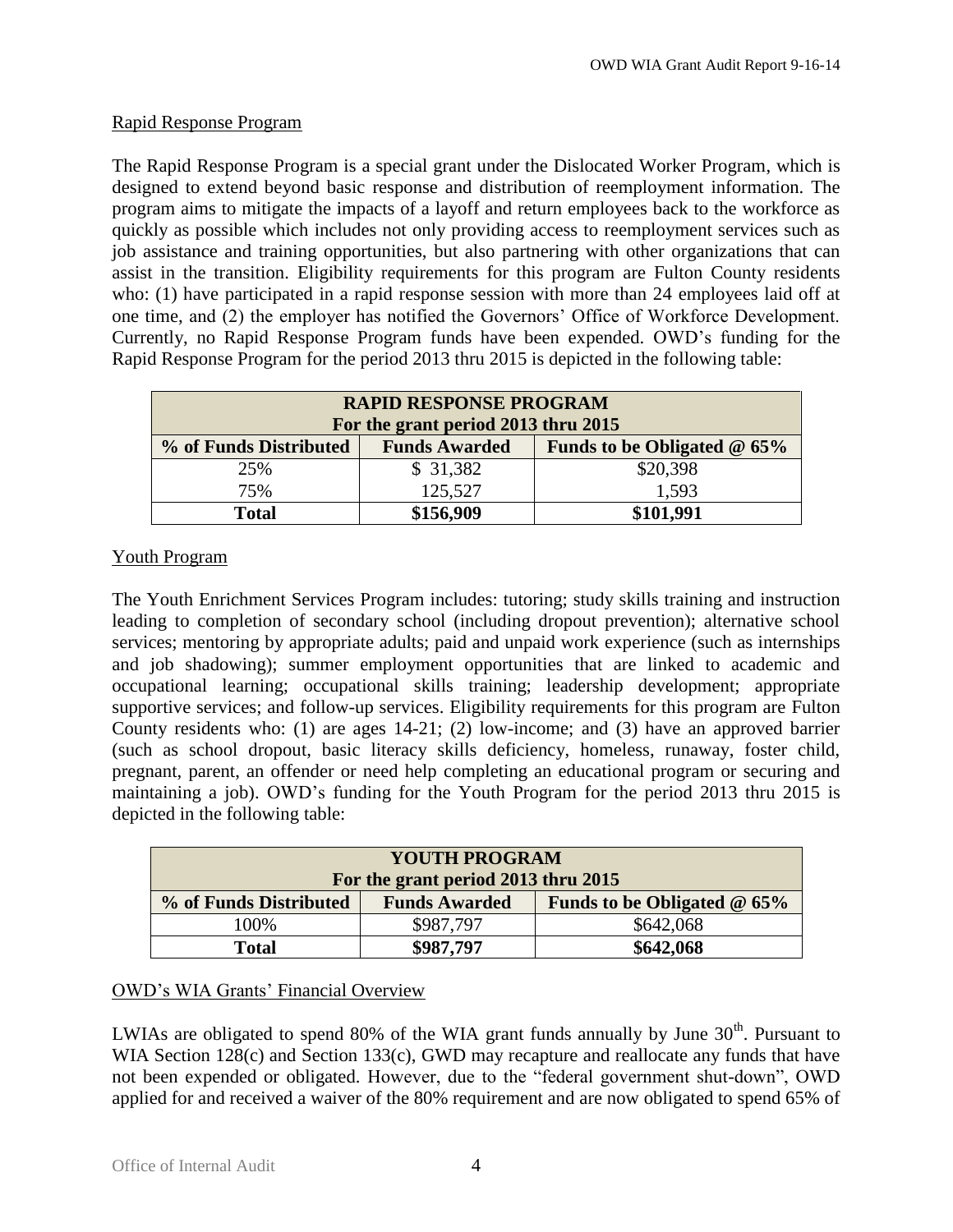## Rapid Response Program

The Rapid Response Program is a special grant under the Dislocated Worker Program, which is designed to extend beyond basic response and distribution of reemployment information. The program aims to mitigate the impacts of a layoff and return employees back to the workforce as quickly as possible which includes not only providing access to reemployment services such as job assistance and training opportunities, but also partnering with other organizations that can assist in the transition. Eligibility requirements for this program are Fulton County residents who: (1) have participated in a rapid response session with more than 24 employees laid off at one time, and (2) the employer has notified the Governors' Office of Workforce Development. Currently, no Rapid Response Program funds have been expended. OWD's funding for the Rapid Response Program for the period 2013 thru 2015 is depicted in the following table:

| **RAPID RESPONSE PROGRAM For the grant period 2013 thru 2015** | | |
|---|---|---|
| **% of Funds Distributed** | **Funds Awarded** | **Funds to be Obligated @ 65%** |
| 25% | $ 31,382 | $20,398 |
| 75% | 125,527 | 1,593 |
| **Total** | **$156,909** | **$101,991** |

## Youth Program

The Youth Enrichment Services Program includes: tutoring; study skills training and instruction leading to completion of secondary school (including dropout prevention); alternative school services; mentoring by appropriate adults; paid and unpaid work experience (such as internships and job shadowing); summer employment opportunities that are linked to academic and occupational learning; occupational skills training; leadership development; appropriate supportive services; and follow-up services. Eligibility requirements for this program are Fulton County residents who: (1) are ages 14-21; (2) low-income; and (3) have an approved barrier (such as school dropout, basic literacy skills deficiency, homeless, runaway, foster child, pregnant, parent, an offender or need help completing an educational program or securing and maintaining a job). OWD's funding for the Youth Program for the period 2013 thru 2015 is depicted in the following table:

| **YOUTH PROGRAM For the grant period 2013 thru 2015** | | |
|---|---|---|
| **% of Funds Distributed** | **Funds Awarded** | **Funds to be Obligated @ 65%** |
| 100% | $987,797 | $642,068 |
| **Total** | **$987,797** | **$642,068** |

## OWD's WIA Grants' Financial Overview

LWIAs are obligated to spend 80% of the WIA grant funds annually by June 30th. Pursuant to WIA Section 128(c) and Section 133(c), GWD may recapture and reallocate any funds that have not been expended or obligated. However, due to the "federal government shut-down", OWD applied for and received a waiver of the 80% requirement and are now obligated to spend 65% of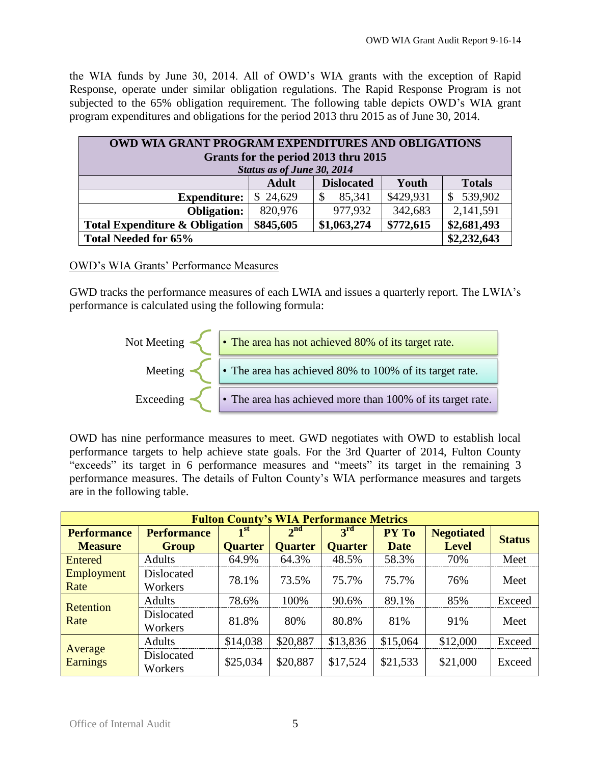the WIA funds by June 30, 2014. All of OWD's WIA grants with the exception of Rapid Response, operate under similar obligation regulations. The Rapid Response Program is not subjected to the 65% obligation requirement. The following table depicts OWD's WIA grant program expenditures and obligations for the period 2013 thru 2015 as of June 30, 2014.

| OWD WIA GRANT PROGRAM EXPENDITURES AND OBLIGATIONS<br>Grants for the period 2013 thru 2015<br>*Status as of June 30, 2014* | | | | |
|---|---|---|---|---|
| | **Adult** | **Dislocated** | **Youth** | **Totals** |
| **Expenditure:** | $ 24,629 | $ 85,341 | $429,931 | $ 539,902 |
| **Obligation:** | 820,976 | 977,932 | 342,683 | 2,141,591 |
| **Total Expenditure & Obligation** | **$845,605** | **$1,063,274** | **$772,615** | **$2,681,493** |
| **Total Needed for 65%** | | | | **$2,232,643** |

OWD's WIA Grants' Performance Measures

GWD tracks the performance measures of each LWIA and issues a quarterly report. The LWIA's performance is calculated using the following formula:

- Not Meeting – The area has not achieved 80% of its target rate.
- Meeting – The area has achieved 80% to 100% of its target rate.
- Exceeding – The area has achieved more than 100% of its target rate.

OWD has nine performance measures to meet. GWD negotiates with OWD to establish local performance targets to help achieve state goals. For the 3rd Quarter of 2014, Fulton County "exceeds" its target in 6 performance measures and "meets" its target in the remaining 3 performance measures. The details of Fulton County's WIA performance measures and targets are in the following table.

| Fulton County's WIA Performance Metrics | | | | | | | |
|---|---|---|---|---|---|---|---|
| **Performance Measure** | **Performance Group** | **1st Quarter** | **2nd Quarter** | **3rd Quarter** | **PY To Date** | **Negotiated Level** | **Status** |
| Entered Employment Rate | Adults | 64.9% | 64.3% | 48.5% | 58.3% | 70% | Meet |
| | Dislocated Workers | 78.1% | 73.5% | 75.7% | 75.7% | 76% | Meet |
| Retention Rate | Adults | 78.6% | 100% | 90.6% | 89.1% | 85% | Exceed |
| | Dislocated Workers | 81.8% | 80% | 80.8% | 81% | 91% | Meet |
| Average Earnings | Adults | $14,038 | $20,887 | $13,836 | $15,064 | $12,000 | Exceed |
| | Dislocated Workers | $25,034 | $20,887 | $17,524 | $21,533 | $21,000 | Exceed |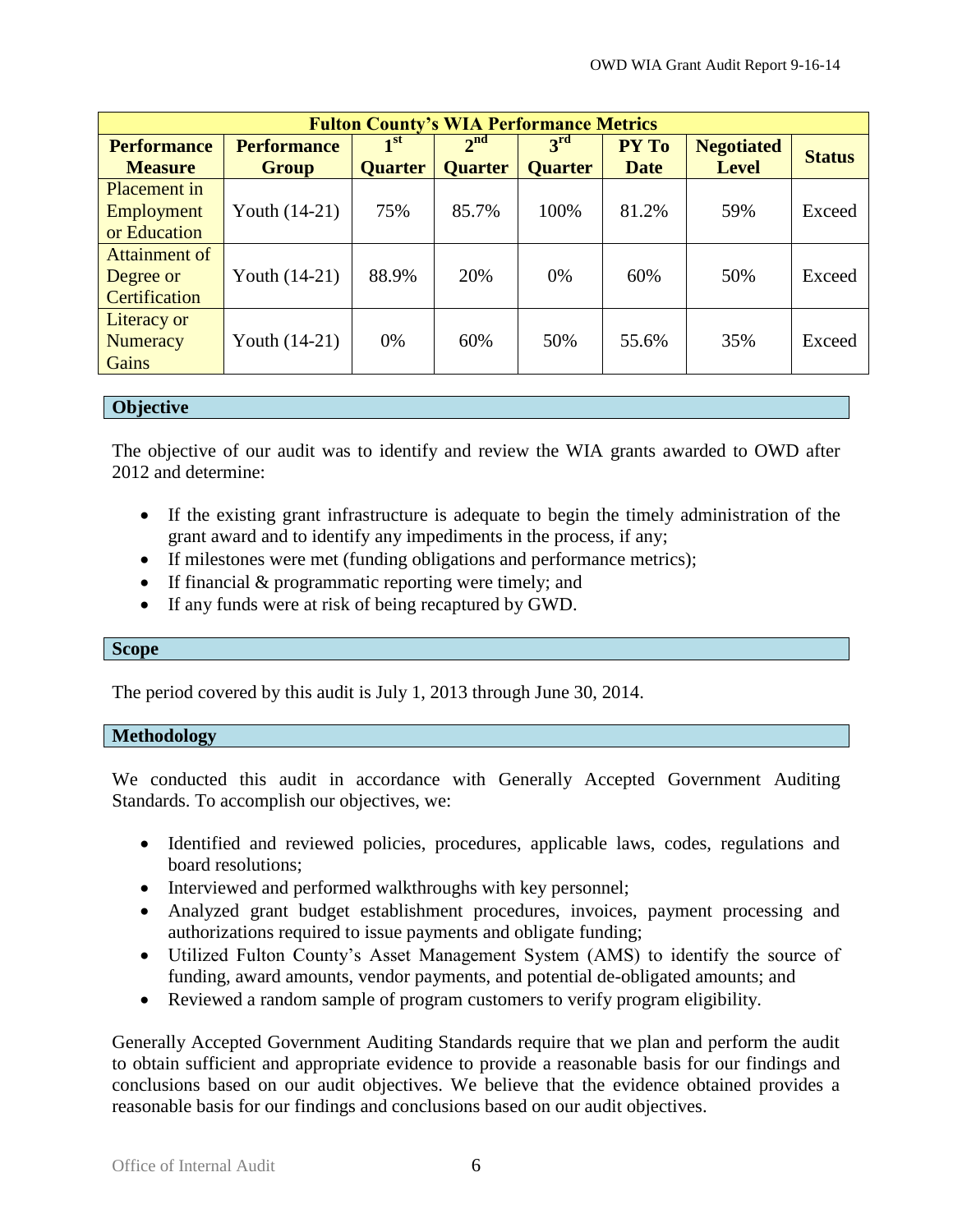| Fulton County's WIA Performance Metrics | | | | | | | |
|---|---|---|---|---|---|---|---|
| **Performance Measure** | **Performance Group** | **1st Quarter** | **2nd Quarter** | **3rd Quarter** | **PY To Date** | **Negotiated Level** | **Status** |
| Placement in Employment or Education | Youth (14-21) | 75% | 85.7% | 100% | 81.2% | 59% | Exceed |
| Attainment of Degree or Certification | Youth (14-21) | 88.9% | 20% | 0% | 60% | 50% | Exceed |
| Literacy or Numeracy Gains | Youth (14-21) | 0% | 60% | 50% | 55.6% | 35% | Exceed |

## Objective

The objective of our audit was to identify and review the WIA grants awarded to OWD after 2012 and determine:

- If the existing grant infrastructure is adequate to begin the timely administration of the grant award and to identify any impediments in the process, if any;
- If milestones were met (funding obligations and performance metrics);
- If financial & programmatic reporting were timely; and
- If any funds were at risk of being recaptured by GWD.

## Scope

The period covered by this audit is July 1, 2013 through June 30, 2014.

## Methodology

We conducted this audit in accordance with Generally Accepted Government Auditing Standards. To accomplish our objectives, we:

- Identified and reviewed policies, procedures, applicable laws, codes, regulations and board resolutions;
- Interviewed and performed walkthroughs with key personnel;
- Analyzed grant budget establishment procedures, invoices, payment processing and authorizations required to issue payments and obligate funding;
- Utilized Fulton County's Asset Management System (AMS) to identify the source of funding, award amounts, vendor payments, and potential de-obligated amounts; and
- Reviewed a random sample of program customers to verify program eligibility.

Generally Accepted Government Auditing Standards require that we plan and perform the audit to obtain sufficient and appropriate evidence to provide a reasonable basis for our findings and conclusions based on our audit objectives. We believe that the evidence obtained provides a reasonable basis for our findings and conclusions based on our audit objectives.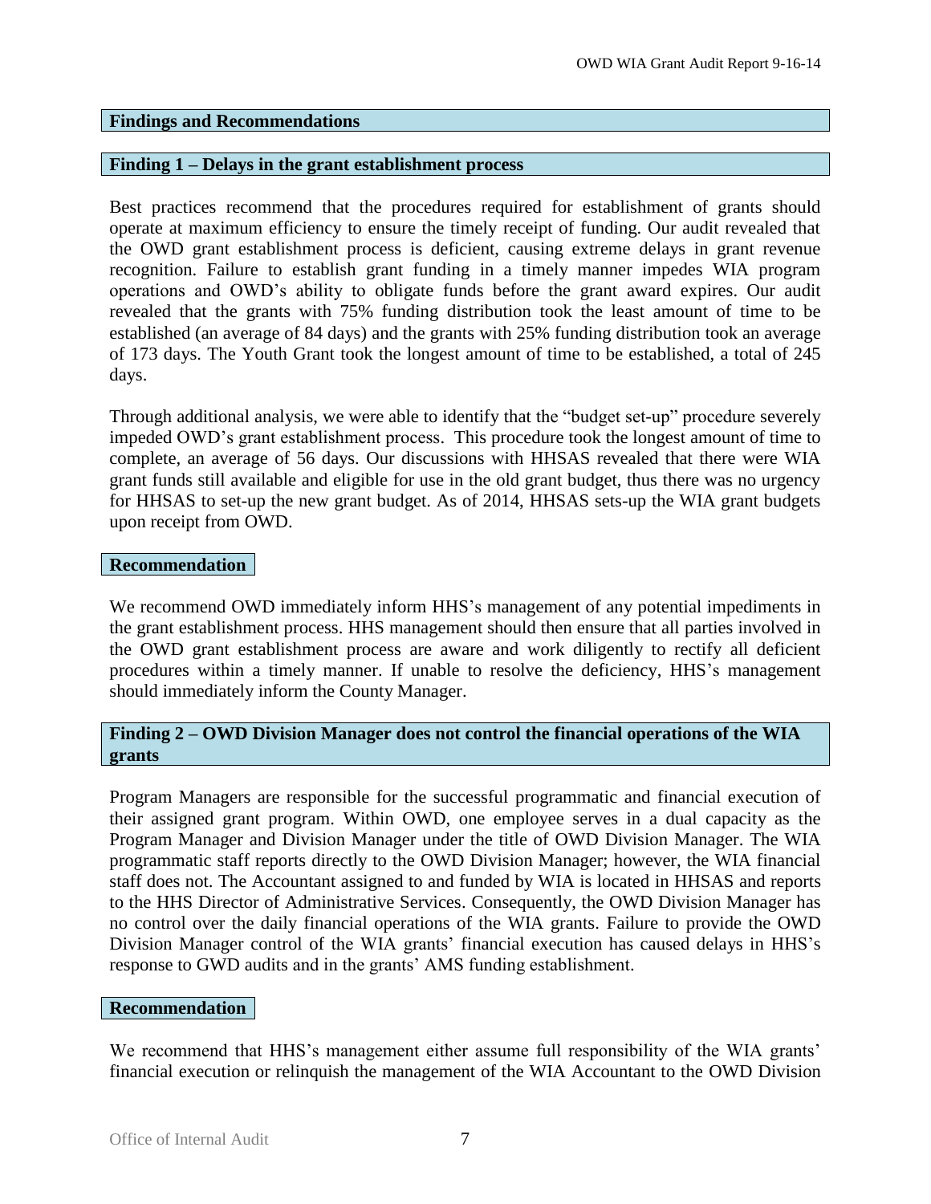## Findings and Recommendations

### Finding 1 – Delays in the grant establishment process

Best practices recommend that the procedures required for establishment of grants should operate at maximum efficiency to ensure the timely receipt of funding. Our audit revealed that the OWD grant establishment process is deficient, causing extreme delays in grant revenue recognition. Failure to establish grant funding in a timely manner impedes WIA program operations and OWD's ability to obligate funds before the grant award expires. Our audit revealed that the grants with 75% funding distribution took the least amount of time to be established (an average of 84 days) and the grants with 25% funding distribution took an average of 173 days. The Youth Grant took the longest amount of time to be established, a total of 245 days.

Through additional analysis, we were able to identify that the "budget set-up" procedure severely impeded OWD's grant establishment process. This procedure took the longest amount of time to complete, an average of 56 days. Our discussions with HHSAS revealed that there were WIA grant funds still available and eligible for use in the old grant budget, thus there was no urgency for HHSAS to set-up the new grant budget. As of 2014, HHSAS sets-up the WIA grant budgets upon receipt from OWD.

#### Recommendation

We recommend OWD immediately inform HHS's management of any potential impediments in the grant establishment process. HHS management should then ensure that all parties involved in the OWD grant establishment process are aware and work diligently to rectify all deficient procedures within a timely manner. If unable to resolve the deficiency, HHS's management should immediately inform the County Manager.

### Finding 2 – OWD Division Manager does not control the financial operations of the WIA grants

Program Managers are responsible for the successful programmatic and financial execution of their assigned grant program. Within OWD, one employee serves in a dual capacity as the Program Manager and Division Manager under the title of OWD Division Manager. The WIA programmatic staff reports directly to the OWD Division Manager; however, the WIA financial staff does not. The Accountant assigned to and funded by WIA is located in HHSAS and reports to the HHS Director of Administrative Services. Consequently, the OWD Division Manager has no control over the daily financial operations of the WIA grants. Failure to provide the OWD Division Manager control of the WIA grants' financial execution has caused delays in HHS's response to GWD audits and in the grants' AMS funding establishment.

#### Recommendation

We recommend that HHS's management either assume full responsibility of the WIA grants' financial execution or relinquish the management of the WIA Accountant to the OWD Division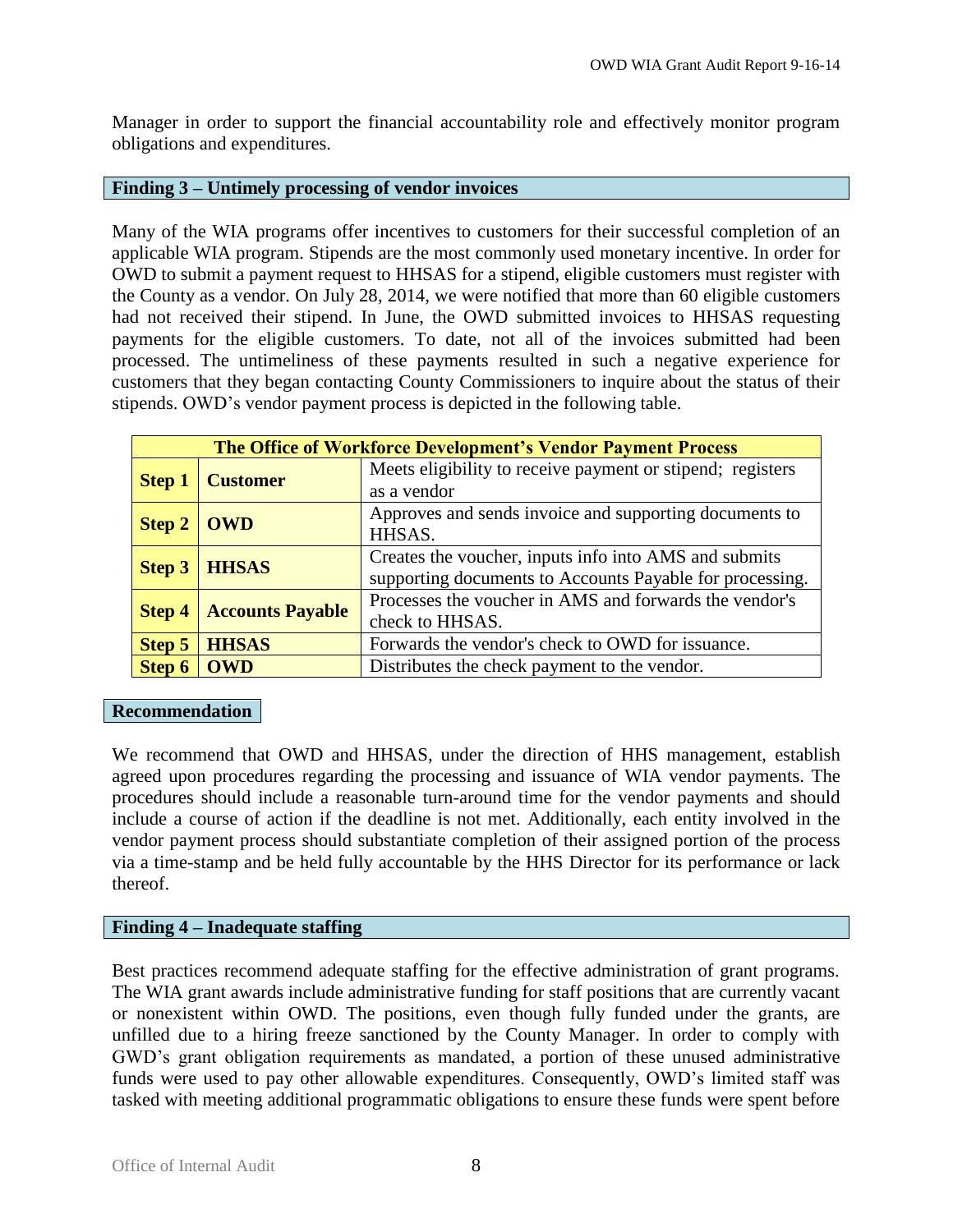Manager in order to support the financial accountability role and effectively monitor program obligations and expenditures.

## Finding 3 – Untimely processing of vendor invoices

Many of the WIA programs offer incentives to customers for their successful completion of an applicable WIA program. Stipends are the most commonly used monetary incentive. In order for OWD to submit a payment request to HHSAS for a stipend, eligible customers must register with the County as a vendor. On July 28, 2014, we were notified that more than 60 eligible customers had not received their stipend. In June, the OWD submitted invoices to HHSAS requesting payments for the eligible customers. To date, not all of the invoices submitted had been processed. The untimeliness of these payments resulted in such a negative experience for customers that they began contacting County Commissioners to inquire about the status of their stipends. OWD's vendor payment process is depicted in the following table.

| **The Office of Workforce Development's Vendor Payment Process** | | |
|---|---|---|
| **Step 1** | **Customer** | Meets eligibility to receive payment or stipend; registers as a vendor |
| **Step 2** | **OWD** | Approves and sends invoice and supporting documents to HHSAS. |
| **Step 3** | **HHSAS** | Creates the voucher, inputs info into AMS and submits supporting documents to Accounts Payable for processing. |
| **Step 4** | **Accounts Payable** | Processes the voucher in AMS and forwards the vendor's check to HHSAS. |
| **Step 5** | **HHSAS** | Forwards the vendor's check to OWD for issuance. |
| **Step 6** | **OWD** | Distributes the check payment to the vendor. |

### Recommendation

We recommend that OWD and HHSAS, under the direction of HHS management, establish agreed upon procedures regarding the processing and issuance of WIA vendor payments. The procedures should include a reasonable turn-around time for the vendor payments and should include a course of action if the deadline is not met. Additionally, each entity involved in the vendor payment process should substantiate completion of their assigned portion of the process via a time-stamp and be held fully accountable by the HHS Director for its performance or lack thereof.

## Finding 4 – Inadequate staffing

Best practices recommend adequate staffing for the effective administration of grant programs. The WIA grant awards include administrative funding for staff positions that are currently vacant or nonexistent within OWD. The positions, even though fully funded under the grants, are unfilled due to a hiring freeze sanctioned by the County Manager. In order to comply with GWD's grant obligation requirements as mandated, a portion of these unused administrative funds were used to pay other allowable expenditures. Consequently, OWD's limited staff was tasked with meeting additional programmatic obligations to ensure these funds were spent before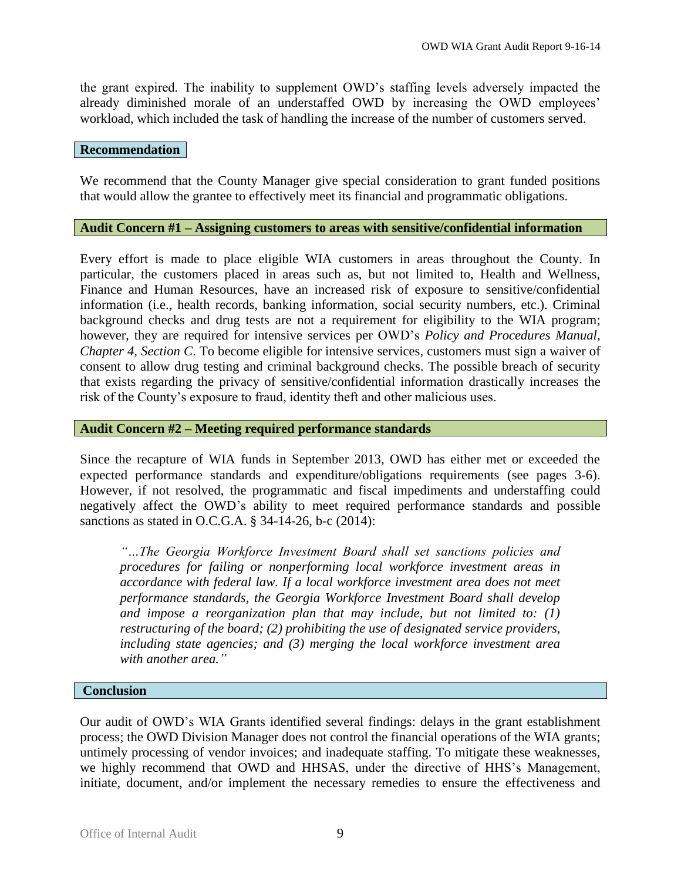the grant expired. The inability to supplement OWD's staffing levels adversely impacted the already diminished morale of an understaffed OWD by increasing the OWD employees' workload, which included the task of handling the increase of the number of customers served.

## Recommendation

We recommend that the County Manager give special consideration to grant funded positions that would allow the grantee to effectively meet its financial and programmatic obligations.

## Audit Concern #1 – Assigning customers to areas with sensitive/confidential information

Every effort is made to place eligible WIA customers in areas throughout the County. In particular, the customers placed in areas such as, but not limited to, Health and Wellness, Finance and Human Resources, have an increased risk of exposure to sensitive/confidential information (i.e., health records, banking information, social security numbers, etc.). Criminal background checks and drug tests are not a requirement for eligibility to the WIA program; however, they are required for intensive services per OWD's *Policy and Procedures Manual, Chapter 4, Section C*. To become eligible for intensive services, customers must sign a waiver of consent to allow drug testing and criminal background checks. The possible breach of security that exists regarding the privacy of sensitive/confidential information drastically increases the risk of the County's exposure to fraud, identity theft and other malicious uses.

## Audit Concern #2 – Meeting required performance standards

Since the recapture of WIA funds in September 2013, OWD has either met or exceeded the expected performance standards and expenditure/obligations requirements (see pages 3-6). However, if not resolved, the programmatic and fiscal impediments and understaffing could negatively affect the OWD's ability to meet required performance standards and possible sanctions as stated in O.C.G.A. § 34-14-26, b-c (2014):

> *"…The Georgia Workforce Investment Board shall set sanctions policies and procedures for failing or nonperforming local workforce investment areas in accordance with federal law. If a local workforce investment area does not meet performance standards, the Georgia Workforce Investment Board shall develop and impose a reorganization plan that may include, but not limited to: (1) restructuring of the board; (2) prohibiting the use of designated service providers, including state agencies; and (3) merging the local workforce investment area with another area."*

## Conclusion

Our audit of OWD's WIA Grants identified several findings: delays in the grant establishment process; the OWD Division Manager does not control the financial operations of the WIA grants; untimely processing of vendor invoices; and inadequate staffing. To mitigate these weaknesses, we highly recommend that OWD and HHSAS, under the directive of HHS's Management, initiate, document, and/or implement the necessary remedies to ensure the effectiveness and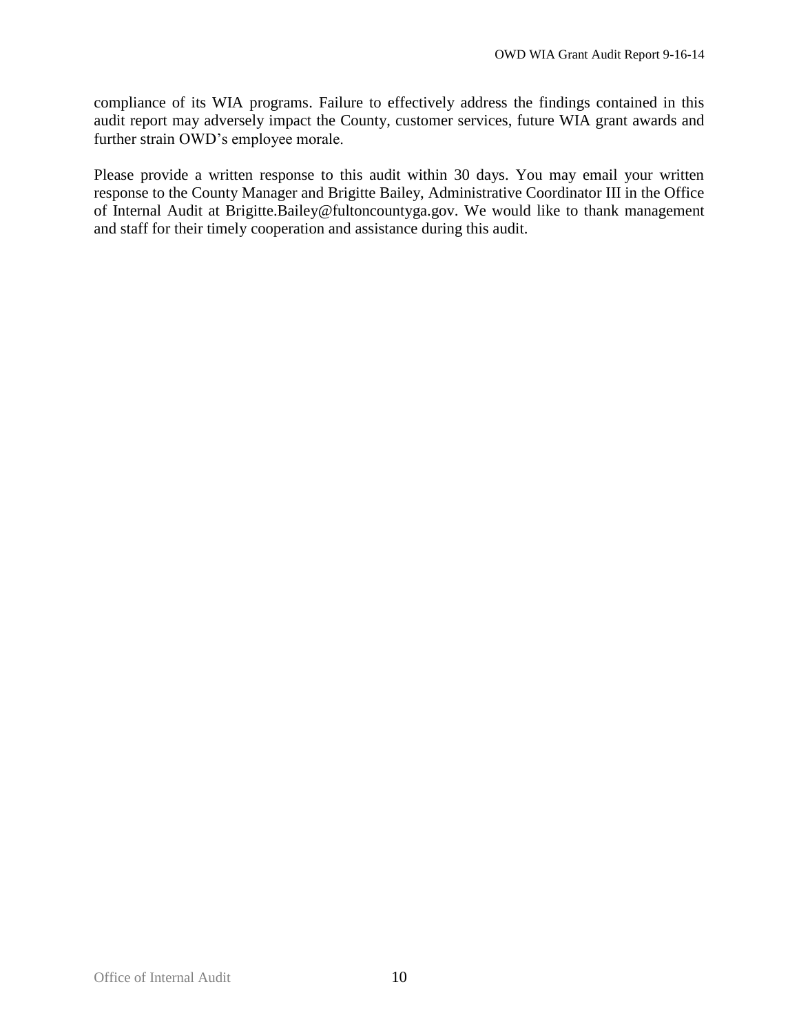compliance of its WIA programs. Failure to effectively address the findings contained in this audit report may adversely impact the County, customer services, future WIA grant awards and further strain OWD's employee morale.

Please provide a written response to this audit within 30 days. You may email your written response to the County Manager and Brigitte Bailey, Administrative Coordinator III in the Office of Internal Audit at Brigitte.Bailey@fultoncountyga.gov. We would like to thank management and staff for their timely cooperation and assistance during this audit.